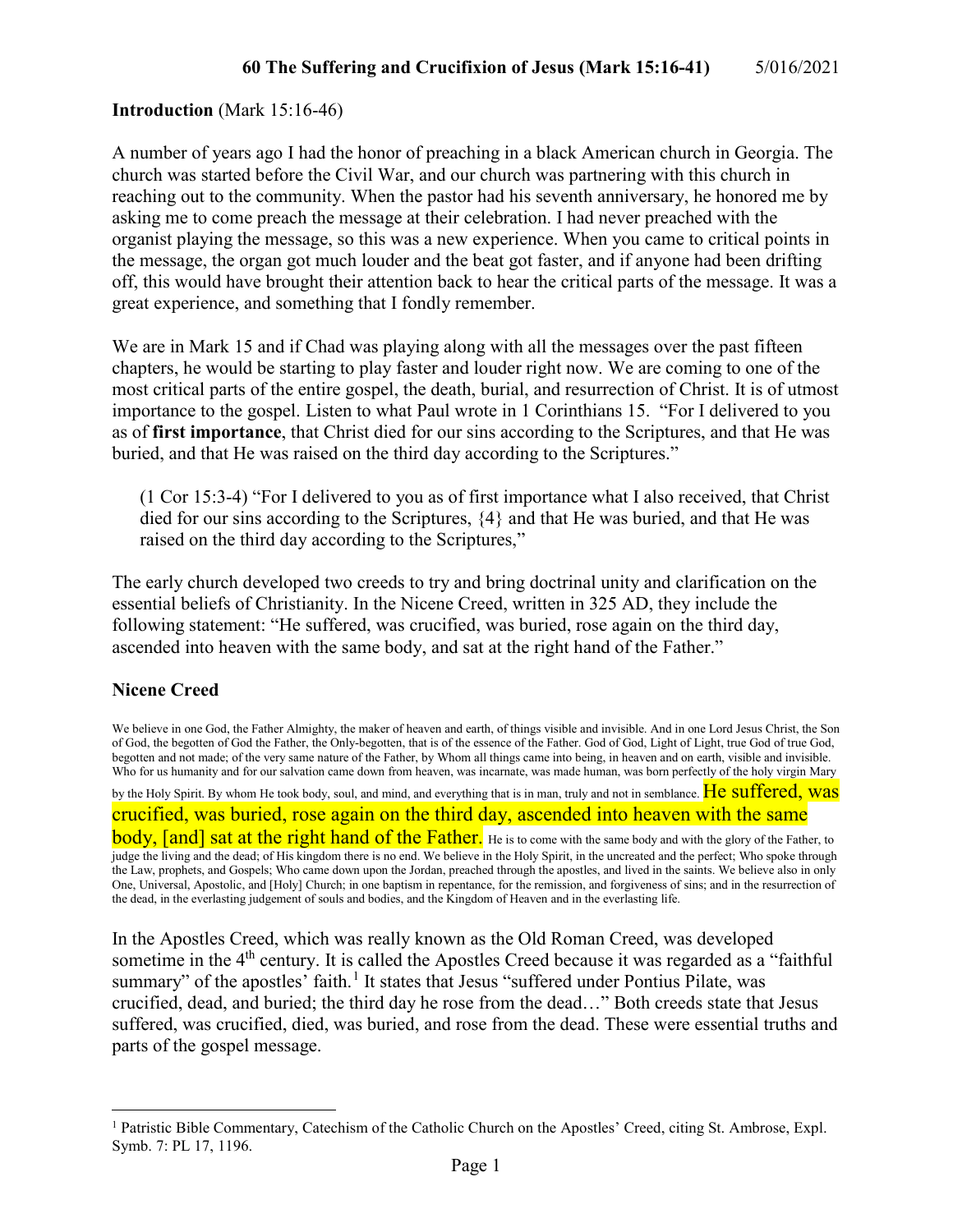# 60 The Suffering and Crucifixion of Jesus (Mark 15:16-41) 5/016/2021

**Introduction** (Mark 15:16-46)

A number of years ago I had the honor of preaching in a black American church in Georgia. The church was started before the Civil War, and our church was partnering with this church in reaching out to the community. When the pastor had his seventh anniversary, he honored me by asking me to come preach the message at their celebration. I had never preached with the organist playing the message, so this was a new experience. When you came to critical points in the message, the organ got much louder and the beat got faster, and if anyone had been drifting off, this would have brought their attention back to hear the critical parts of the message. It was a great experience, and something that I fondly remember.

We are in Mark 15 and if Chad was playing along with all the messages over the past fifteen chapters, he would be starting to play faster and louder right now. We are coming to one of the most critical parts of the entire gospel, the death, burial, and resurrection of Christ. It is of utmost importance to the gospel. Listen to what Paul wrote in 1 Corinthians 15. "For I delivered to you as of **first importance**, that Christ died for our sins according to the Scriptures, and that He was buried, and that He was raised on the third day according to the Scriptures."

> (1 Cor 15:3-4) "For I delivered to you as of first importance what I also received, that Christ died for our sins according to the Scriptures, {4} and that He was buried, and that He was raised on the third day according to the Scriptures,"

The early church developed two creeds to try and bring doctrinal unity and clarification on the essential beliefs of Christianity. In the Nicene Creed, written in 325 AD, they include the following statement: "He suffered, was crucified, was buried, rose again on the third day, ascended into heaven with the same body, and sat at the right hand of the Father."

**Nicene Creed**

We believe in one God, the Father Almighty, the maker of heaven and earth, of things visible and invisible. And in one Lord Jesus Christ, the Son of God, the begotten of God the Father, the Only-begotten, that is of the essence of the Father. God of God, Light of Light, true God of true God, begotten and not made; of the very same nature of the Father, by Whom all things came into being, in heaven and on earth, visible and invisible. Who for us humanity and for our salvation came down from heaven, was incarnate, was made human, was born perfectly of the holy virgin Mary by the Holy Spirit. By whom He took body, soul, and mind, and everything that is in man, truly and not in semblance. He suffered, was crucified, was buried, rose again on the third day, ascended into heaven with the same body, [and] sat at the right hand of the Father. He is to come with the same body and with the glory of the Father, to judge the living and the dead; of His kingdom there is no end. We believe in the Holy Spirit, in the uncreated and the perfect; Who spoke through the Law, prophets, and Gospels; Who came down upon the Jordan, preached through the apostles, and lived in the saints. We believe also in only One, Universal, Apostolic, and [Holy] Church; in one baptism in repentance, for the remission, and forgiveness of sins; and in the resurrection of the dead, in the everlasting judgement of souls and bodies, and the Kingdom of Heaven and in the everlasting life.

In the Apostles Creed, which was really known as the Old Roman Creed, was developed sometime in the 4th century. It is called the Apostles Creed because it was regarded as a "faithful summary" of the apostles' faith.[1] It states that Jesus "suffered under Pontius Pilate, was crucified, dead, and buried; the third day he rose from the dead…" Both creeds state that Jesus suffered, was crucified, died, was buried, and rose from the dead. These were essential truths and parts of the gospel message.

[1] Patristic Bible Commentary, Catechism of the Catholic Church on the Apostles' Creed, citing St. Ambrose, Expl. Symb. 7: PL 17, 1196.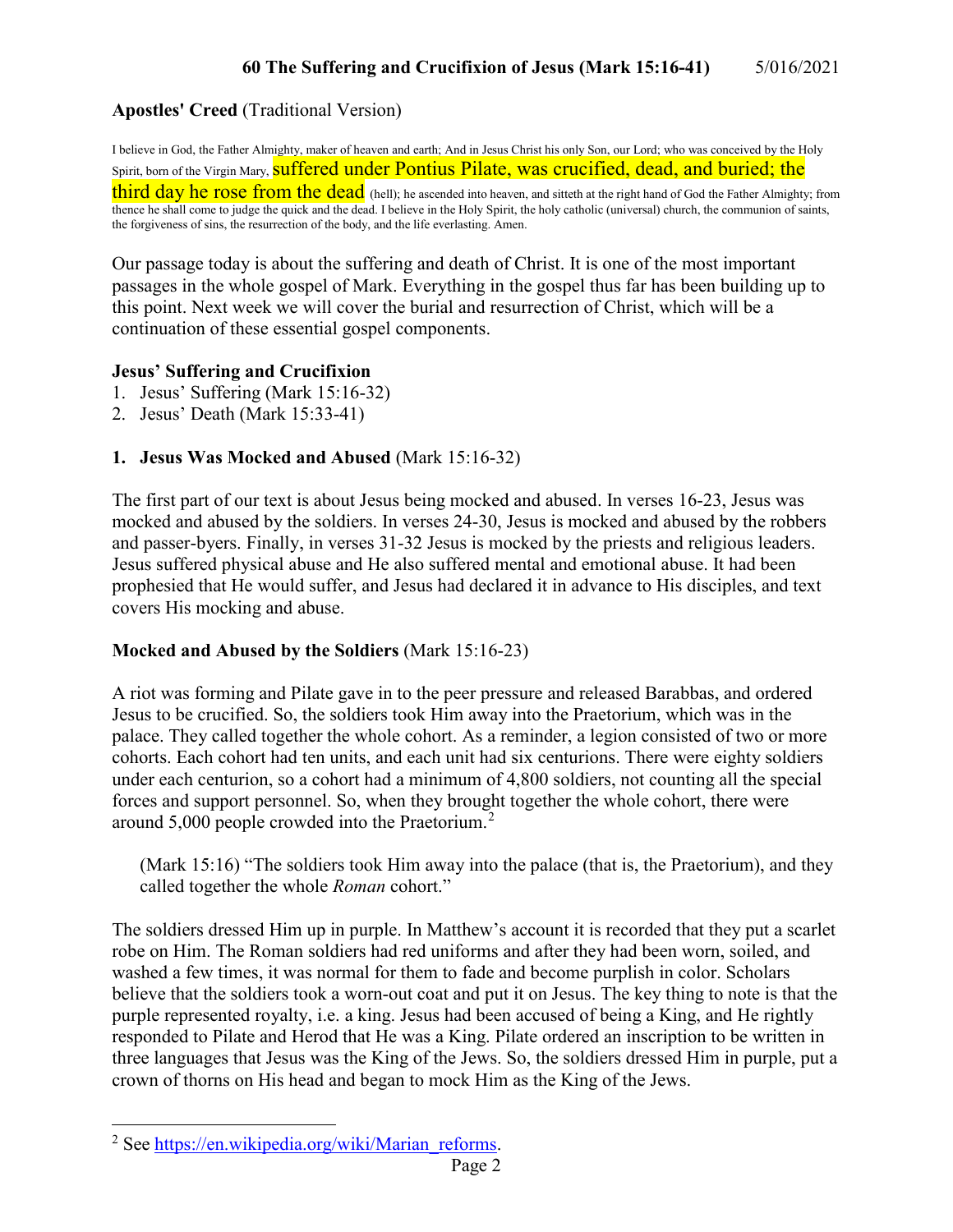**Apostles' Creed** (Traditional Version)

I believe in God, the Father Almighty, maker of heaven and earth; And in Jesus Christ his only Son, our Lord; who was conceived by the Holy Spirit, born of the Virgin Mary, suffered under Pontius Pilate, was crucified, dead, and buried; the third day he rose from the dead (hell); he ascended into heaven, and sitteth at the right hand of God the Father Almighty; from thence he shall come to judge the quick and the dead. I believe in the Holy Spirit, the holy catholic (universal) church, the communion of saints, the forgiveness of sins, the resurrection of the body, and the life everlasting. Amen.

Our passage today is about the suffering and death of Christ. It is one of the most important passages in the whole gospel of Mark. Everything in the gospel thus far has been building up to this point. Next week we will cover the burial and resurrection of Christ, which will be a continuation of these essential gospel components.

**Jesus' Suffering and Crucifixion**

1. Jesus' Suffering (Mark 15:16-32)
2. Jesus' Death (Mark 15:33-41)

**1. Jesus Was Mocked and Abused** (Mark 15:16-32)

The first part of our text is about Jesus being mocked and abused. In verses 16-23, Jesus was mocked and abused by the soldiers. In verses 24-30, Jesus is mocked and abused by the robbers and passer-byers. Finally, in verses 31-32 Jesus is mocked by the priests and religious leaders. Jesus suffered physical abuse and He also suffered mental and emotional abuse. It had been prophesied that He would suffer, and Jesus had declared it in advance to His disciples, and text covers His mocking and abuse.

**Mocked and Abused by the Soldiers** (Mark 15:16-23)

A riot was forming and Pilate gave in to the peer pressure and released Barabbas, and ordered Jesus to be crucified. So, the soldiers took Him away into the Praetorium, which was in the palace. They called together the whole cohort. As a reminder, a legion consisted of two or more cohorts. Each cohort had ten units, and each unit had six centurions. There were eighty soldiers under each centurion, so a cohort had a minimum of 4,800 soldiers, not counting all the special forces and support personnel. So, when they brought together the whole cohort, there were around 5,000 people crowded into the Praetorium.[2]

> (Mark 15:16) "The soldiers took Him away into the palace (that is, the Praetorium), and they called together the whole *Roman* cohort."

The soldiers dressed Him up in purple. In Matthew's account it is recorded that they put a scarlet robe on Him. The Roman soldiers had red uniforms and after they had been worn, soiled, and washed a few times, it was normal for them to fade and become purplish in color. Scholars believe that the soldiers took a worn-out coat and put it on Jesus. The key thing to note is that the purple represented royalty, i.e. a king. Jesus had been accused of being a King, and He rightly responded to Pilate and Herod that He was a King. Pilate ordered an inscription to be written in three languages that Jesus was the King of the Jews. So, the soldiers dressed Him in purple, put a crown of thorns on His head and began to mock Him as the King of the Jews.

[2] See https://en.wikipedia.org/wiki/Marian_reforms.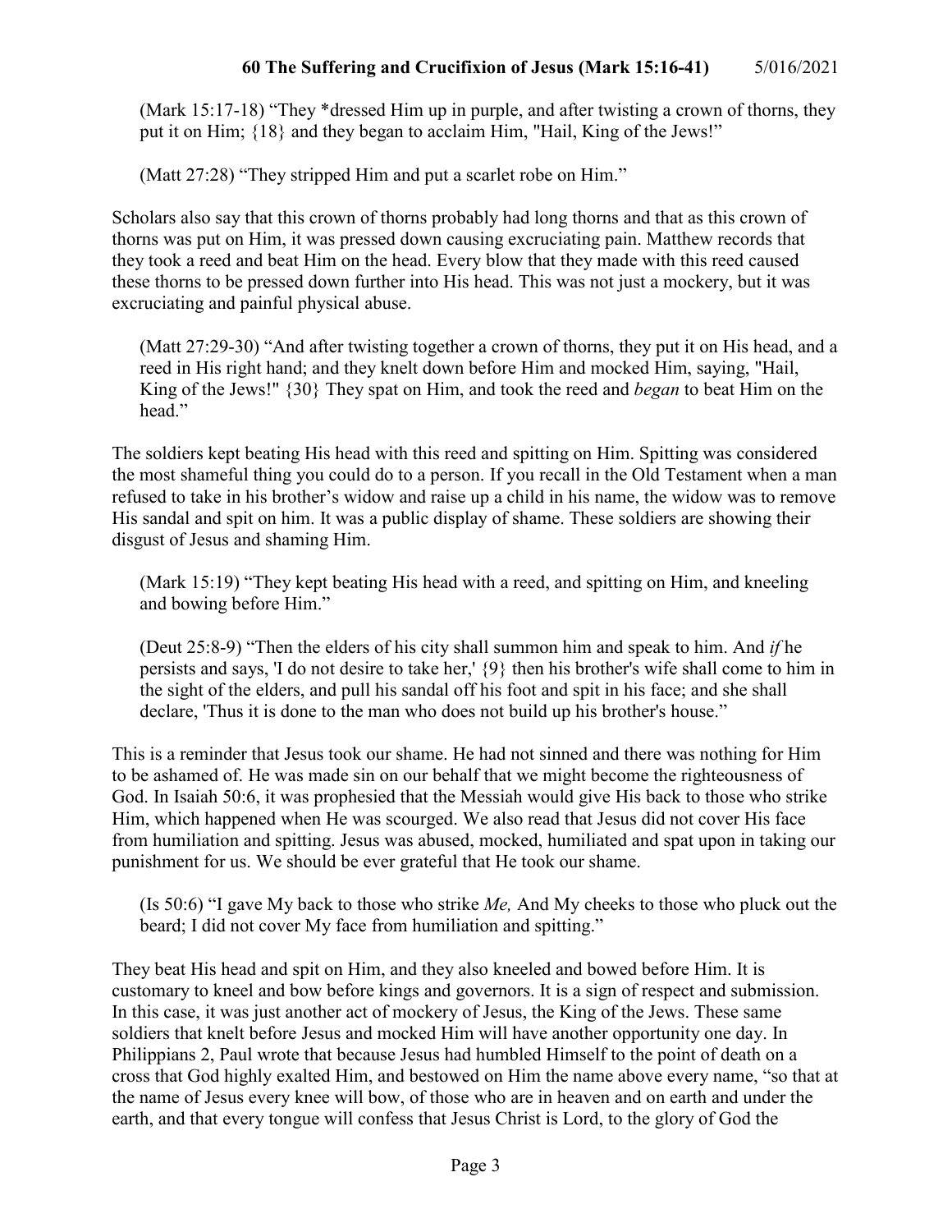(Mark 15:17-18) “They *dressed Him up in purple, and after twisting a crown of thorns, they put it on Him; {18} and they began to acclaim Him, "Hail, King of the Jews!”

(Matt 27:28) “They stripped Him and put a scarlet robe on Him.”

Scholars also say that this crown of thorns probably had long thorns and that as this crown of thorns was put on Him, it was pressed down causing excruciating pain. Matthew records that they took a reed and beat Him on the head. Every blow that they made with this reed caused these thorns to be pressed down further into His head. This was not just a mockery, but it was excruciating and painful physical abuse.

(Matt 27:29-30) “And after twisting together a crown of thorns, they put it on His head, and a reed in His right hand; and they knelt down before Him and mocked Him, saying, "Hail, King of the Jews!" {30} They spat on Him, and took the reed and *began* to beat Him on the head.”

The soldiers kept beating His head with this reed and spitting on Him. Spitting was considered the most shameful thing you could do to a person. If you recall in the Old Testament when a man refused to take in his brother’s widow and raise up a child in his name, the widow was to remove His sandal and spit on him. It was a public display of shame. These soldiers are showing their disgust of Jesus and shaming Him.

(Mark 15:19) “They kept beating His head with a reed, and spitting on Him, and kneeling and bowing before Him.”

(Deut 25:8-9) “Then the elders of his city shall summon him and speak to him. And *if* he persists and says, 'I do not desire to take her,' {9} then his brother's wife shall come to him in the sight of the elders, and pull his sandal off his foot and spit in his face; and she shall declare, 'Thus it is done to the man who does not build up his brother's house.”

This is a reminder that Jesus took our shame. He had not sinned and there was nothing for Him to be ashamed of. He was made sin on our behalf that we might become the righteousness of God. In Isaiah 50:6, it was prophesied that the Messiah would give His back to those who strike Him, which happened when He was scourged. We also read that Jesus did not cover His face from humiliation and spitting. Jesus was abused, mocked, humiliated and spat upon in taking our punishment for us. We should be ever grateful that He took our shame.

(Is 50:6) “I gave My back to those who strike *Me,* And My cheeks to those who pluck out the beard; I did not cover My face from humiliation and spitting.”

They beat His head and spit on Him, and they also kneeled and bowed before Him. It is customary to kneel and bow before kings and governors. It is a sign of respect and submission. In this case, it was just another act of mockery of Jesus, the King of the Jews. These same soldiers that knelt before Jesus and mocked Him will have another opportunity one day. In Philippians 2, Paul wrote that because Jesus had humbled Himself to the point of death on a cross that God highly exalted Him, and bestowed on Him the name above every name, “so that at the name of Jesus every knee will bow, of those who are in heaven and on earth and under the earth, and that every tongue will confess that Jesus Christ is Lord, to the glory of God the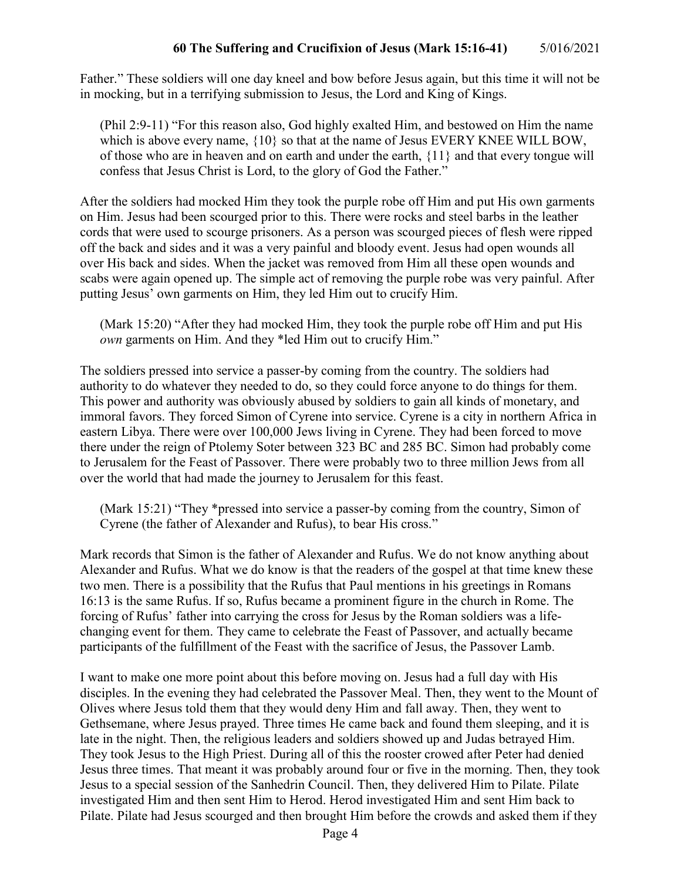Father." These soldiers will one day kneel and bow before Jesus again, but this time it will not be in mocking, but in a terrifying submission to Jesus, the Lord and King of Kings.

> (Phil 2:9-11) "For this reason also, God highly exalted Him, and bestowed on Him the name which is above every name, {10} so that at the name of Jesus EVERY KNEE WILL BOW, of those who are in heaven and on earth and under the earth, {11} and that every tongue will confess that Jesus Christ is Lord, to the glory of God the Father."

After the soldiers had mocked Him they took the purple robe off Him and put His own garments on Him. Jesus had been scourged prior to this. There were rocks and steel barbs in the leather cords that were used to scourge prisoners. As a person was scourged pieces of flesh were ripped off the back and sides and it was a very painful and bloody event. Jesus had open wounds all over His back and sides. When the jacket was removed from Him all these open wounds and scabs were again opened up. The simple act of removing the purple robe was very painful. After putting Jesus' own garments on Him, they led Him out to crucify Him.

> (Mark 15:20) "After they had mocked Him, they took the purple robe off Him and put His *own* garments on Him. And they *led Him out to crucify Him."

The soldiers pressed into service a passer-by coming from the country. The soldiers had authority to do whatever they needed to do, so they could force anyone to do things for them. This power and authority was obviously abused by soldiers to gain all kinds of monetary, and immoral favors. They forced Simon of Cyrene into service. Cyrene is a city in northern Africa in eastern Libya. There were over 100,000 Jews living in Cyrene. They had been forced to move there under the reign of Ptolemy Soter between 323 BC and 285 BC. Simon had probably come to Jerusalem for the Feast of Passover. There were probably two to three million Jews from all over the world that had made the journey to Jerusalem for this feast.

> (Mark 15:21) "They *pressed into service a passer-by coming from the country, Simon of Cyrene (the father of Alexander and Rufus), to bear His cross."

Mark records that Simon is the father of Alexander and Rufus. We do not know anything about Alexander and Rufus. What we do know is that the readers of the gospel at that time knew these two men. There is a possibility that the Rufus that Paul mentions in his greetings in Romans 16:13 is the same Rufus. If so, Rufus became a prominent figure in the church in Rome. The forcing of Rufus' father into carrying the cross for Jesus by the Roman soldiers was a life-changing event for them. They came to celebrate the Feast of Passover, and actually became participants of the fulfillment of the Feast with the sacrifice of Jesus, the Passover Lamb.

I want to make one more point about this before moving on. Jesus had a full day with His disciples. In the evening they had celebrated the Passover Meal. Then, they went to the Mount of Olives where Jesus told them that they would deny Him and fall away. Then, they went to Gethsemane, where Jesus prayed. Three times He came back and found them sleeping, and it is late in the night. Then, the religious leaders and soldiers showed up and Judas betrayed Him. They took Jesus to the High Priest. During all of this the rooster crowed after Peter had denied Jesus three times. That meant it was probably around four or five in the morning. Then, they took Jesus to a special session of the Sanhedrin Council. Then, they delivered Him to Pilate. Pilate investigated Him and then sent Him to Herod. Herod investigated Him and sent Him back to Pilate. Pilate had Jesus scourged and then brought Him before the crowds and asked them if they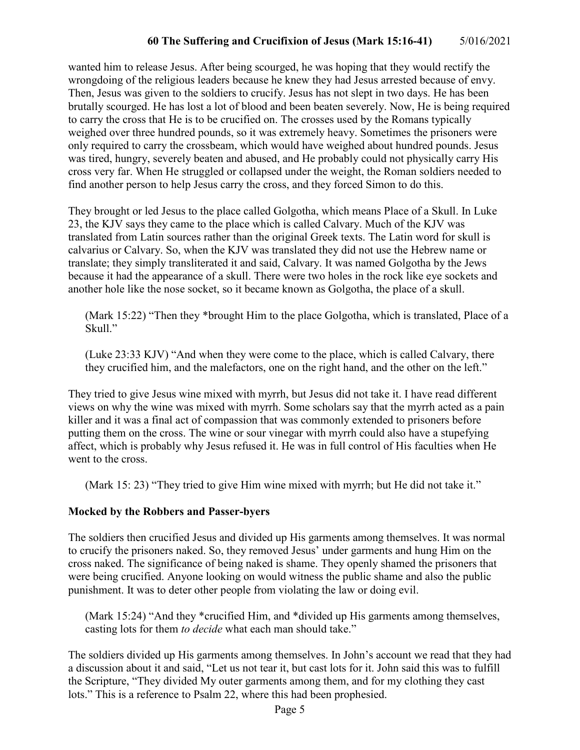wanted him to release Jesus. After being scourged, he was hoping that they would rectify the wrongdoing of the religious leaders because he knew they had Jesus arrested because of envy. Then, Jesus was given to the soldiers to crucify. Jesus has not slept in two days. He has been brutally scourged. He has lost a lot of blood and been beaten severely. Now, He is being required to carry the cross that He is to be crucified on. The crosses used by the Romans typically weighed over three hundred pounds, so it was extremely heavy. Sometimes the prisoners were only required to carry the crossbeam, which would have weighed about hundred pounds. Jesus was tired, hungry, severely beaten and abused, and He probably could not physically carry His cross very far. When He struggled or collapsed under the weight, the Roman soldiers needed to find another person to help Jesus carry the cross, and they forced Simon to do this.

They brought or led Jesus to the place called Golgotha, which means Place of a Skull. In Luke 23, the KJV says they came to the place which is called Calvary. Much of the KJV was translated from Latin sources rather than the original Greek texts. The Latin word for skull is calvarius or Calvary. So, when the KJV was translated they did not use the Hebrew name or translate; they simply transliterated it and said, Calvary. It was named Golgotha by the Jews because it had the appearance of a skull. There were two holes in the rock like eye sockets and another hole like the nose socket, so it became known as Golgotha, the place of a skull.

> (Mark 15:22) "Then they *brought Him to the place Golgotha, which is translated, Place of a Skull."

> (Luke 23:33 KJV) "And when they were come to the place, which is called Calvary, there they crucified him, and the malefactors, one on the right hand, and the other on the left."

They tried to give Jesus wine mixed with myrrh, but Jesus did not take it. I have read different views on why the wine was mixed with myrrh. Some scholars say that the myrrh acted as a pain killer and it was a final act of compassion that was commonly extended to prisoners before putting them on the cross. The wine or sour vinegar with myrrh could also have a stupefying affect, which is probably why Jesus refused it. He was in full control of His faculties when He went to the cross.

> (Mark 15: 23) "They tried to give Him wine mixed with myrrh; but He did not take it."

**Mocked by the Robbers and Passer-byers**

The soldiers then crucified Jesus and divided up His garments among themselves. It was normal to crucify the prisoners naked. So, they removed Jesus' under garments and hung Him on the cross naked. The significance of being naked is shame. They openly shamed the prisoners that were being crucified. Anyone looking on would witness the public shame and also the public punishment. It was to deter other people from violating the law or doing evil.

> (Mark 15:24) "And they *crucified Him, and *divided up His garments among themselves, casting lots for them *to decide* what each man should take."

The soldiers divided up His garments among themselves. In John's account we read that they had a discussion about it and said, "Let us not tear it, but cast lots for it. John said this was to fulfill the Scripture, "They divided My outer garments among them, and for my clothing they cast lots." This is a reference to Psalm 22, where this had been prophesied.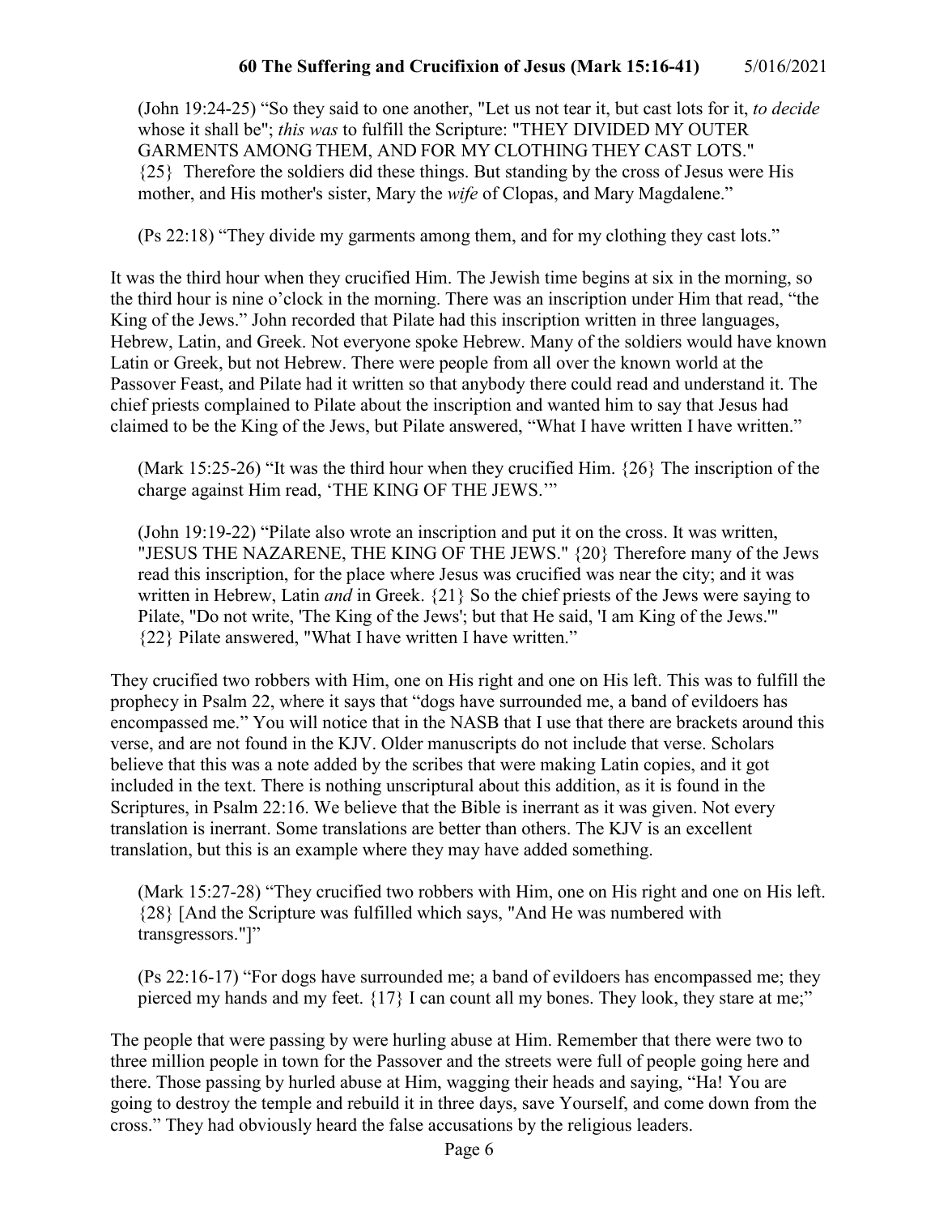(John 19:24-25) "So they said to one another, "Let us not tear it, but cast lots for it, *to decide* whose it shall be"; *this was* to fulfill the Scripture: "THEY DIVIDED MY OUTER GARMENTS AMONG THEM, AND FOR MY CLOTHING THEY CAST LOTS." {25} Therefore the soldiers did these things. But standing by the cross of Jesus were His mother, and His mother's sister, Mary the *wife* of Clopas, and Mary Magdalene."

(Ps 22:18) "They divide my garments among them, and for my clothing they cast lots."

It was the third hour when they crucified Him. The Jewish time begins at six in the morning, so the third hour is nine o'clock in the morning. There was an inscription under Him that read, "the King of the Jews." John recorded that Pilate had this inscription written in three languages, Hebrew, Latin, and Greek. Not everyone spoke Hebrew. Many of the soldiers would have known Latin or Greek, but not Hebrew. There were people from all over the known world at the Passover Feast, and Pilate had it written so that anybody there could read and understand it. The chief priests complained to Pilate about the inscription and wanted him to say that Jesus had claimed to be the King of the Jews, but Pilate answered, "What I have written I have written."

(Mark 15:25-26) "It was the third hour when they crucified Him. {26} The inscription of the charge against Him read, 'THE KING OF THE JEWS.'"

(John 19:19-22) "Pilate also wrote an inscription and put it on the cross. It was written, "JESUS THE NAZARENE, THE KING OF THE JEWS." {20} Therefore many of the Jews read this inscription, for the place where Jesus was crucified was near the city; and it was written in Hebrew, Latin *and* in Greek. {21} So the chief priests of the Jews were saying to Pilate, "Do not write, 'The King of the Jews'; but that He said, 'I am King of the Jews.'" {22} Pilate answered, "What I have written I have written."

They crucified two robbers with Him, one on His right and one on His left. This was to fulfill the prophecy in Psalm 22, where it says that "dogs have surrounded me, a band of evildoers has encompassed me." You will notice that in the NASB that I use that there are brackets around this verse, and are not found in the KJV. Older manuscripts do not include that verse. Scholars believe that this was a note added by the scribes that were making Latin copies, and it got included in the text. There is nothing unscriptural about this addition, as it is found in the Scriptures, in Psalm 22:16. We believe that the Bible is inerrant as it was given. Not every translation is inerrant. Some translations are better than others. The KJV is an excellent translation, but this is an example where they may have added something.

(Mark 15:27-28) "They crucified two robbers with Him, one on His right and one on His left. {28} [And the Scripture was fulfilled which says, "And He was numbered with transgressors."]"

(Ps 22:16-17) "For dogs have surrounded me; a band of evildoers has encompassed me; they pierced my hands and my feet. {17} I can count all my bones. They look, they stare at me;"

The people that were passing by were hurling abuse at Him. Remember that there were two to three million people in town for the Passover and the streets were full of people going here and there. Those passing by hurled abuse at Him, wagging their heads and saying, "Ha! You are going to destroy the temple and rebuild it in three days, save Yourself, and come down from the cross." They had obviously heard the false accusations by the religious leaders.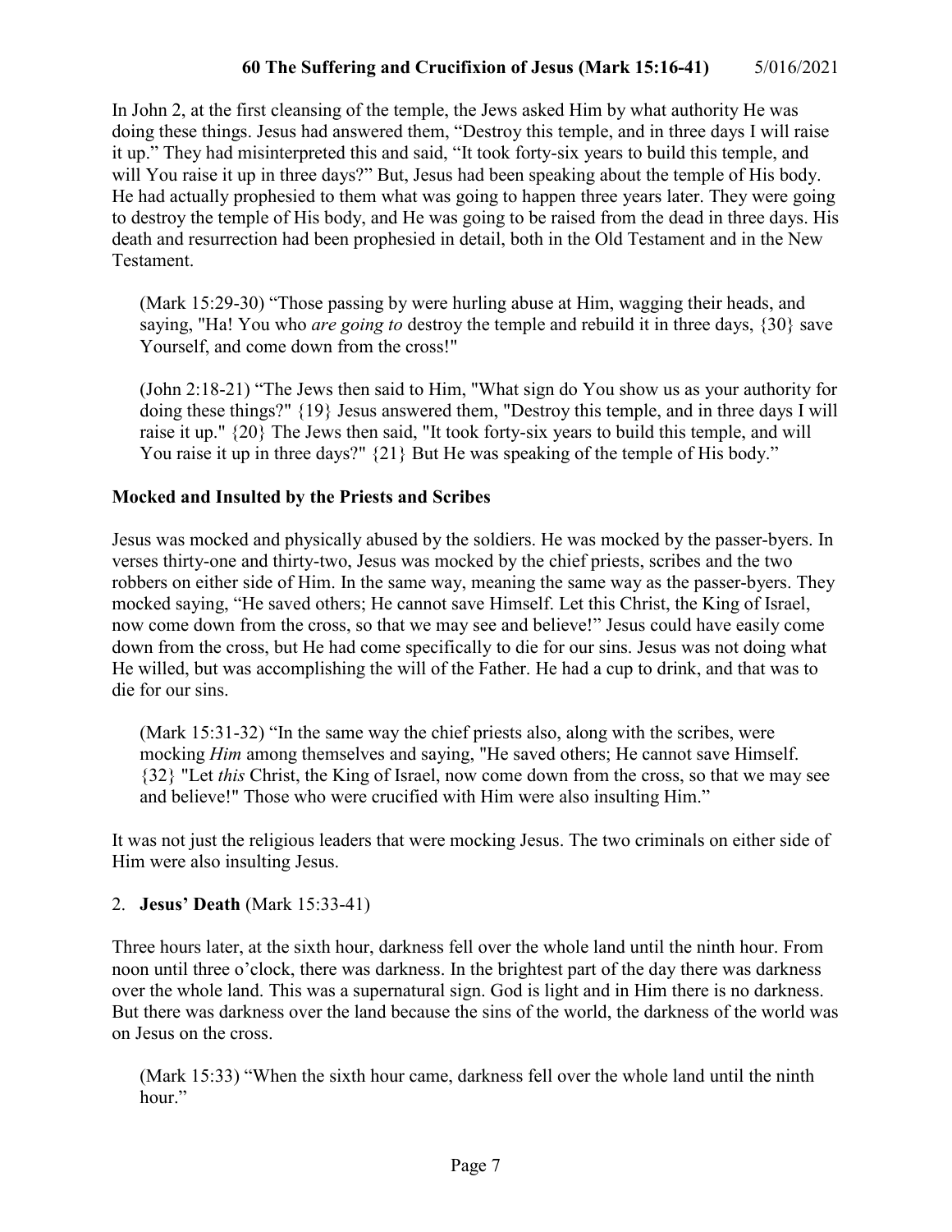In John 2, at the first cleansing of the temple, the Jews asked Him by what authority He was doing these things. Jesus had answered them, "Destroy this temple, and in three days I will raise it up." They had misinterpreted this and said, "It took forty-six years to build this temple, and will You raise it up in three days?" But, Jesus had been speaking about the temple of His body. He had actually prophesied to them what was going to happen three years later. They were going to destroy the temple of His body, and He was going to be raised from the dead in three days. His death and resurrection had been prophesied in detail, both in the Old Testament and in the New Testament.

> (Mark 15:29-30) "Those passing by were hurling abuse at Him, wagging their heads, and saying, "Ha! You who *are going to* destroy the temple and rebuild it in three days, {30} save Yourself, and come down from the cross!"

> (John 2:18-21) "The Jews then said to Him, "What sign do You show us as your authority for doing these things?" {19} Jesus answered them, "Destroy this temple, and in three days I will raise it up." {20} The Jews then said, "It took forty-six years to build this temple, and will You raise it up in three days?" {21} But He was speaking of the temple of His body."

**Mocked and Insulted by the Priests and Scribes**

Jesus was mocked and physically abused by the soldiers. He was mocked by the passer-byers. In verses thirty-one and thirty-two, Jesus was mocked by the chief priests, scribes and the two robbers on either side of Him. In the same way, meaning the same way as the passer-byers. They mocked saying, "He saved others; He cannot save Himself. Let this Christ, the King of Israel, now come down from the cross, so that we may see and believe!" Jesus could have easily come down from the cross, but He had come specifically to die for our sins. Jesus was not doing what He willed, but was accomplishing the will of the Father. He had a cup to drink, and that was to die for our sins.

> (Mark 15:31-32) "In the same way the chief priests also, along with the scribes, were mocking *Him* among themselves and saying, "He saved others; He cannot save Himself. {32} "Let *this* Christ, the King of Israel, now come down from the cross, so that we may see and believe!" Those who were crucified with Him were also insulting Him."

It was not just the religious leaders that were mocking Jesus. The two criminals on either side of Him were also insulting Jesus.

2. **Jesus' Death** (Mark 15:33-41)

Three hours later, at the sixth hour, darkness fell over the whole land until the ninth hour. From noon until three o'clock, there was darkness. In the brightest part of the day there was darkness over the whole land. This was a supernatural sign. God is light and in Him there is no darkness. But there was darkness over the land because the sins of the world, the darkness of the world was on Jesus on the cross.

> (Mark 15:33) "When the sixth hour came, darkness fell over the whole land until the ninth hour."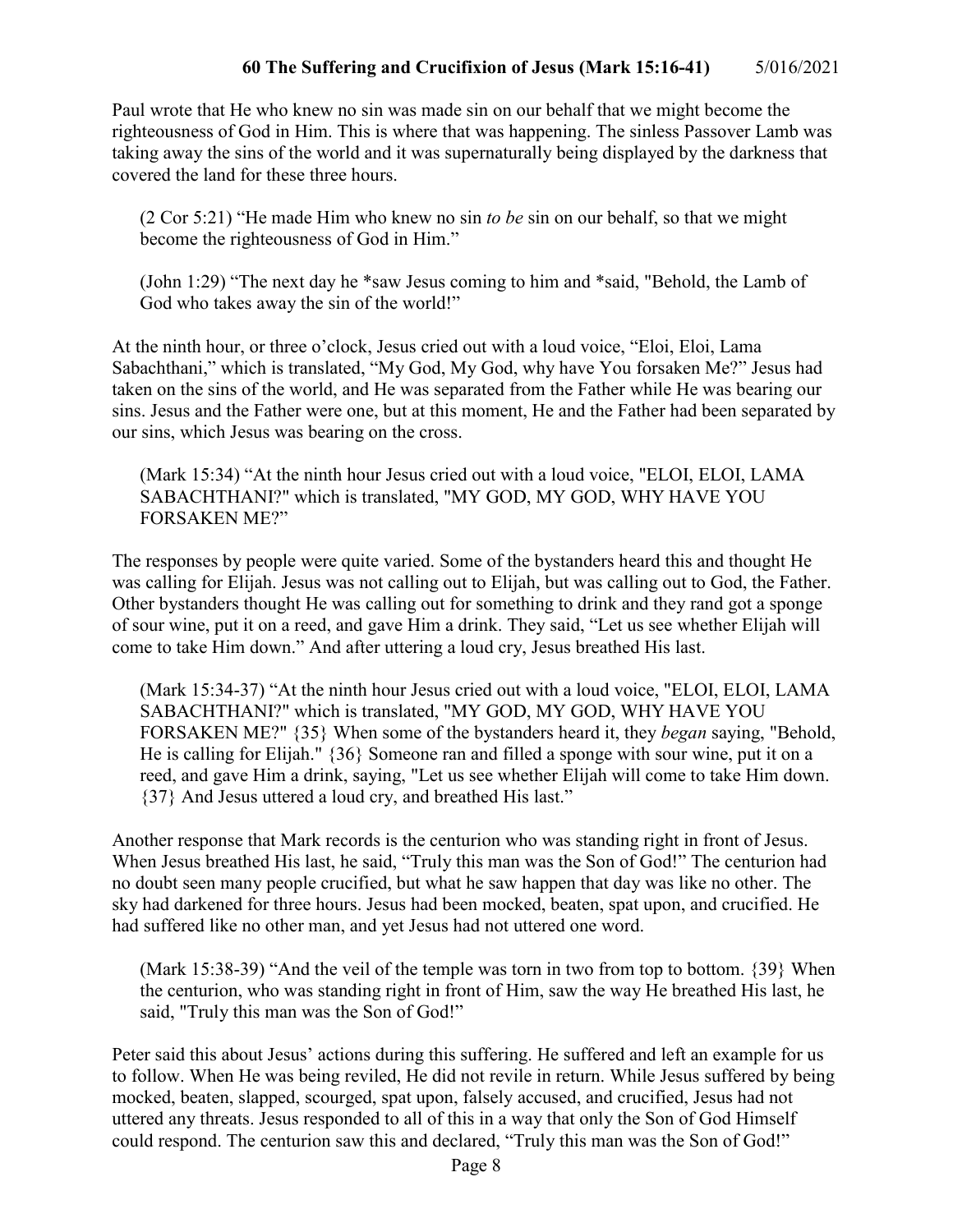Paul wrote that He who knew no sin was made sin on our behalf that we might become the righteousness of God in Him. This is where that was happening. The sinless Passover Lamb was taking away the sins of the world and it was supernaturally being displayed by the darkness that covered the land for these three hours.

> (2 Cor 5:21) "He made Him who knew no sin *to be* sin on our behalf, so that we might become the righteousness of God in Him."

> (John 1:29) "The next day he *saw Jesus coming to him and *said, "Behold, the Lamb of God who takes away the sin of the world!"

At the ninth hour, or three o'clock, Jesus cried out with a loud voice, "Eloi, Eloi, Lama Sabachthani," which is translated, "My God, My God, why have You forsaken Me?" Jesus had taken on the sins of the world, and He was separated from the Father while He was bearing our sins. Jesus and the Father were one, but at this moment, He and the Father had been separated by our sins, which Jesus was bearing on the cross.

> (Mark 15:34) "At the ninth hour Jesus cried out with a loud voice, "ELOI, ELOI, LAMA SABACHTHANI?" which is translated, "MY GOD, MY GOD, WHY HAVE YOU FORSAKEN ME?"

The responses by people were quite varied. Some of the bystanders heard this and thought He was calling for Elijah. Jesus was not calling out to Elijah, but was calling out to God, the Father. Other bystanders thought He was calling out for something to drink and they rand got a sponge of sour wine, put it on a reed, and gave Him a drink. They said, "Let us see whether Elijah will come to take Him down." And after uttering a loud cry, Jesus breathed His last.

> (Mark 15:34-37) "At the ninth hour Jesus cried out with a loud voice, "ELOI, ELOI, LAMA SABACHTHANI?" which is translated, "MY GOD, MY GOD, WHY HAVE YOU FORSAKEN ME?" {35} When some of the bystanders heard it, they *began* saying, "Behold, He is calling for Elijah." {36} Someone ran and filled a sponge with sour wine, put it on a reed, and gave Him a drink, saying, "Let us see whether Elijah will come to take Him down. {37} And Jesus uttered a loud cry, and breathed His last."

Another response that Mark records is the centurion who was standing right in front of Jesus. When Jesus breathed His last, he said, "Truly this man was the Son of God!" The centurion had no doubt seen many people crucified, but what he saw happen that day was like no other. The sky had darkened for three hours. Jesus had been mocked, beaten, spat upon, and crucified. He had suffered like no other man, and yet Jesus had not uttered one word.

> (Mark 15:38-39) "And the veil of the temple was torn in two from top to bottom. {39} When the centurion, who was standing right in front of Him, saw the way He breathed His last, he said, "Truly this man was the Son of God!"

Peter said this about Jesus' actions during this suffering. He suffered and left an example for us to follow. When He was being reviled, He did not revile in return. While Jesus suffered by being mocked, beaten, slapped, scourged, spat upon, falsely accused, and crucified, Jesus had not uttered any threats. Jesus responded to all of this in a way that only the Son of God Himself could respond. The centurion saw this and declared, "Truly this man was the Son of God!"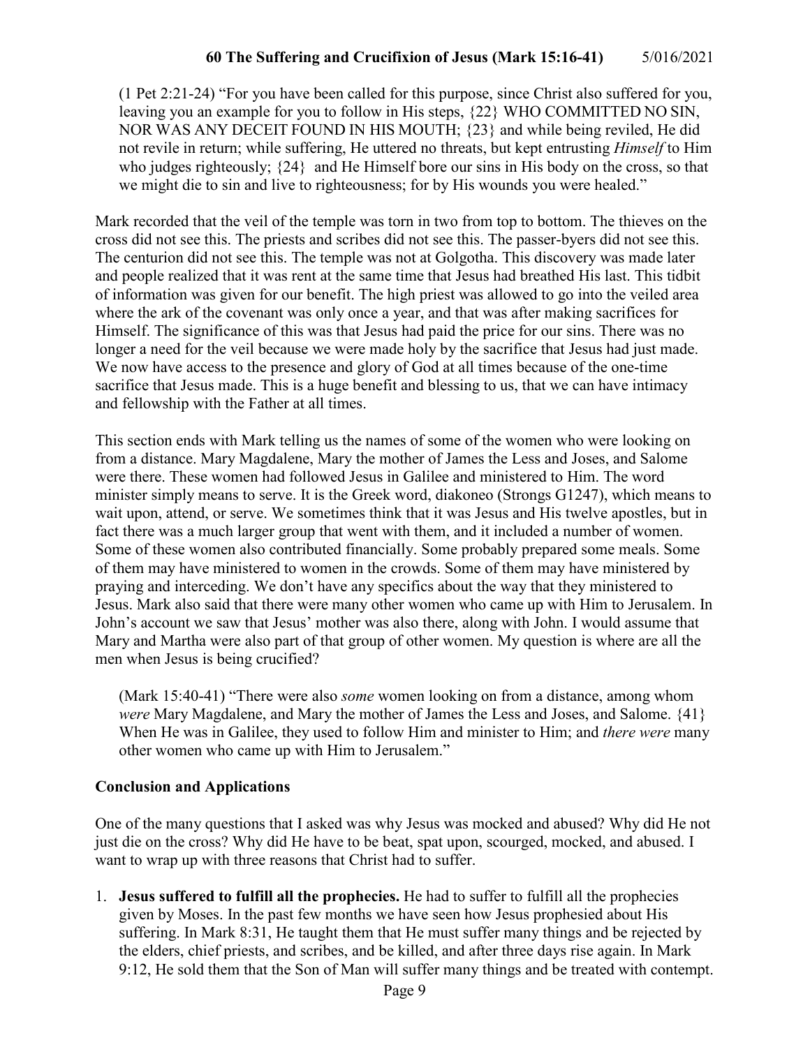(1 Pet 2:21-24) "For you have been called for this purpose, since Christ also suffered for you, leaving you an example for you to follow in His steps, {22} WHO COMMITTED NO SIN, NOR WAS ANY DECEIT FOUND IN HIS MOUTH; {23} and while being reviled, He did not revile in return; while suffering, He uttered no threats, but kept entrusting *Himself* to Him who judges righteously; {24} and He Himself bore our sins in His body on the cross, so that we might die to sin and live to righteousness; for by His wounds you were healed."

Mark recorded that the veil of the temple was torn in two from top to bottom. The thieves on the cross did not see this. The priests and scribes did not see this. The passer-byers did not see this. The centurion did not see this. The temple was not at Golgotha. This discovery was made later and people realized that it was rent at the same time that Jesus had breathed His last. This tidbit of information was given for our benefit. The high priest was allowed to go into the veiled area where the ark of the covenant was only once a year, and that was after making sacrifices for Himself. The significance of this was that Jesus had paid the price for our sins. There was no longer a need for the veil because we were made holy by the sacrifice that Jesus had just made. We now have access to the presence and glory of God at all times because of the one-time sacrifice that Jesus made. This is a huge benefit and blessing to us, that we can have intimacy and fellowship with the Father at all times.

This section ends with Mark telling us the names of some of the women who were looking on from a distance. Mary Magdalene, Mary the mother of James the Less and Joses, and Salome were there. These women had followed Jesus in Galilee and ministered to Him. The word minister simply means to serve. It is the Greek word, diakoneo (Strongs G1247), which means to wait upon, attend, or serve. We sometimes think that it was Jesus and His twelve apostles, but in fact there was a much larger group that went with them, and it included a number of women. Some of these women also contributed financially. Some probably prepared some meals. Some of them may have ministered to women in the crowds. Some of them may have ministered by praying and interceding. We don't have any specifics about the way that they ministered to Jesus. Mark also said that there were many other women who came up with Him to Jerusalem. In John's account we saw that Jesus' mother was also there, along with John. I would assume that Mary and Martha were also part of that group of other women. My question is where are all the men when Jesus is being crucified?

(Mark 15:40-41) "There were also *some* women looking on from a distance, among whom *were* Mary Magdalene, and Mary the mother of James the Less and Joses, and Salome. {41} When He was in Galilee, they used to follow Him and minister to Him; and *there were* many other women who came up with Him to Jerusalem."

### Conclusion and Applications

One of the many questions that I asked was why Jesus was mocked and abused? Why did He not just die on the cross? Why did He have to be beat, spat upon, scourged, mocked, and abused. I want to wrap up with three reasons that Christ had to suffer.

1. **Jesus suffered to fulfill all the prophecies.** He had to suffer to fulfill all the prophecies given by Moses. In the past few months we have seen how Jesus prophesied about His suffering. In Mark 8:31, He taught them that He must suffer many things and be rejected by the elders, chief priests, and scribes, and be killed, and after three days rise again. In Mark 9:12, He sold them that the Son of Man will suffer many things and be treated with contempt.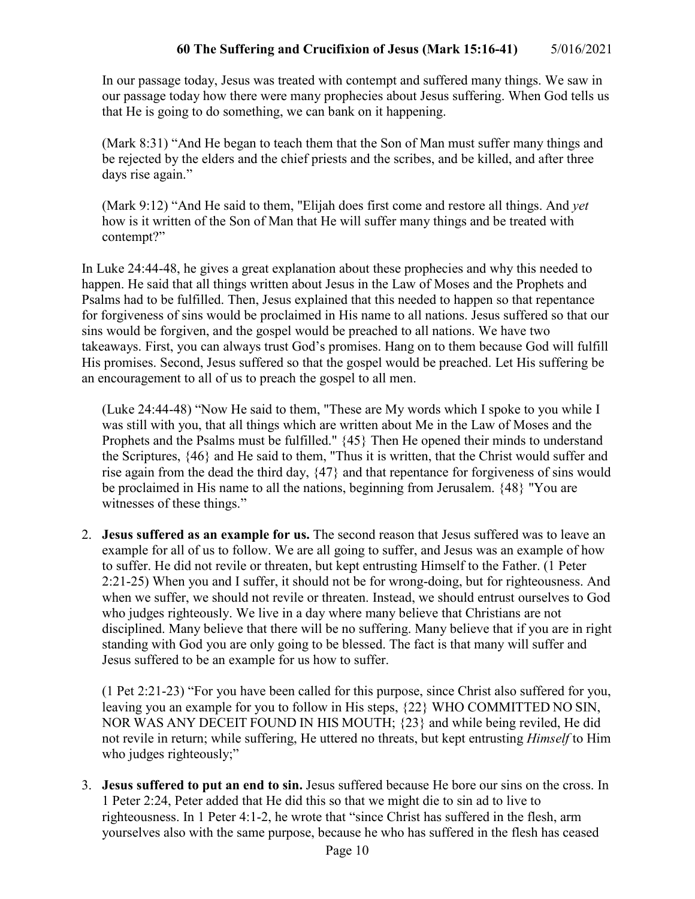In our passage today, Jesus was treated with contempt and suffered many things. We saw in our passage today how there were many prophecies about Jesus suffering. When God tells us that He is going to do something, we can bank on it happening.

(Mark 8:31) "And He began to teach them that the Son of Man must suffer many things and be rejected by the elders and the chief priests and the scribes, and be killed, and after three days rise again."

(Mark 9:12) "And He said to them, "Elijah does first come and restore all things. And *yet* how is it written of the Son of Man that He will suffer many things and be treated with contempt?"

In Luke 24:44-48, he gives a great explanation about these prophecies and why this needed to happen. He said that all things written about Jesus in the Law of Moses and the Prophets and Psalms had to be fulfilled. Then, Jesus explained that this needed to happen so that repentance for forgiveness of sins would be proclaimed in His name to all nations. Jesus suffered so that our sins would be forgiven, and the gospel would be preached to all nations. We have two takeaways. First, you can always trust God's promises. Hang on to them because God will fulfill His promises. Second, Jesus suffered so that the gospel would be preached. Let His suffering be an encouragement to all of us to preach the gospel to all men.

(Luke 24:44-48) "Now He said to them, "These are My words which I spoke to you while I was still with you, that all things which are written about Me in the Law of Moses and the Prophets and the Psalms must be fulfilled." {45} Then He opened their minds to understand the Scriptures, {46} and He said to them, "Thus it is written, that the Christ would suffer and rise again from the dead the third day, {47} and that repentance for forgiveness of sins would be proclaimed in His name to all the nations, beginning from Jerusalem. {48} "You are witnesses of these things."

2. **Jesus suffered as an example for us.** The second reason that Jesus suffered was to leave an example for all of us to follow. We are all going to suffer, and Jesus was an example of how to suffer. He did not revile or threaten, but kept entrusting Himself to the Father. (1 Peter 2:21-25) When you and I suffer, it should not be for wrong-doing, but for righteousness. And when we suffer, we should not revile or threaten. Instead, we should entrust ourselves to God who judges righteously. We live in a day where many believe that Christians are not disciplined. Many believe that there will be no suffering. Many believe that if you are in right standing with God you are only going to be blessed. The fact is that many will suffer and Jesus suffered to be an example for us how to suffer.

   (1 Pet 2:21-23) "For you have been called for this purpose, since Christ also suffered for you, leaving you an example for you to follow in His steps, {22} WHO COMMITTED NO SIN, NOR WAS ANY DECEIT FOUND IN HIS MOUTH; {23} and while being reviled, He did not revile in return; while suffering, He uttered no threats, but kept entrusting *Himself* to Him who judges righteously;"

3. **Jesus suffered to put an end to sin.** Jesus suffered because He bore our sins on the cross. In 1 Peter 2:24, Peter added that He did this so that we might die to sin ad to live to righteousness. In 1 Peter 4:1-2, he wrote that "since Christ has suffered in the flesh, arm yourselves also with the same purpose, because he who has suffered in the flesh has ceased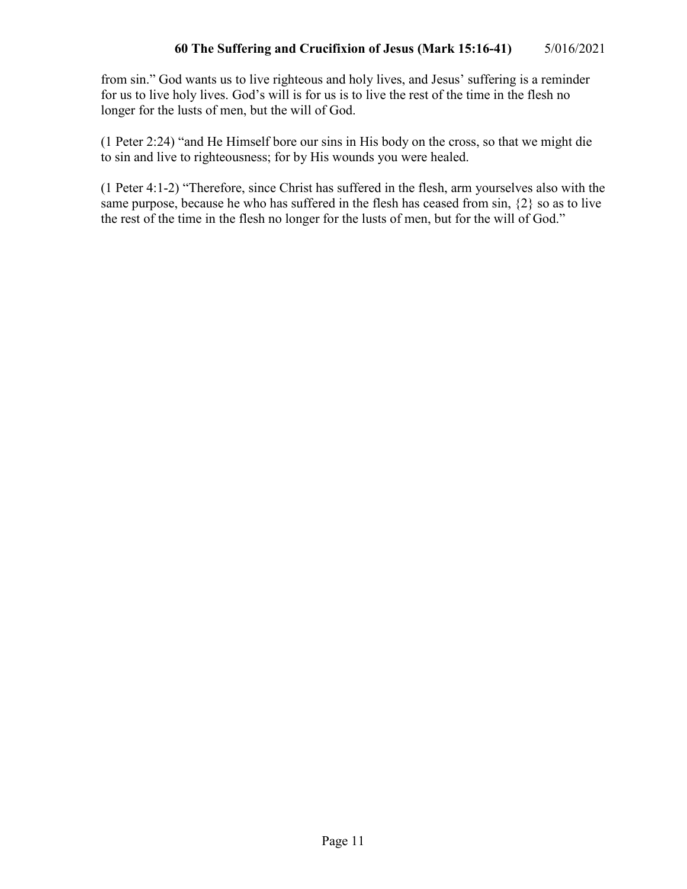from sin." God wants us to live righteous and holy lives, and Jesus' suffering is a reminder for us to live holy lives. God's will is for us is to live the rest of the time in the flesh no longer for the lusts of men, but the will of God.

(1 Peter 2:24) "and He Himself bore our sins in His body on the cross, so that we might die to sin and live to righteousness; for by His wounds you were healed.

(1 Peter 4:1-2) "Therefore, since Christ has suffered in the flesh, arm yourselves also with the same purpose, because he who has suffered in the flesh has ceased from sin, {2} so as to live the rest of the time in the flesh no longer for the lusts of men, but for the will of God."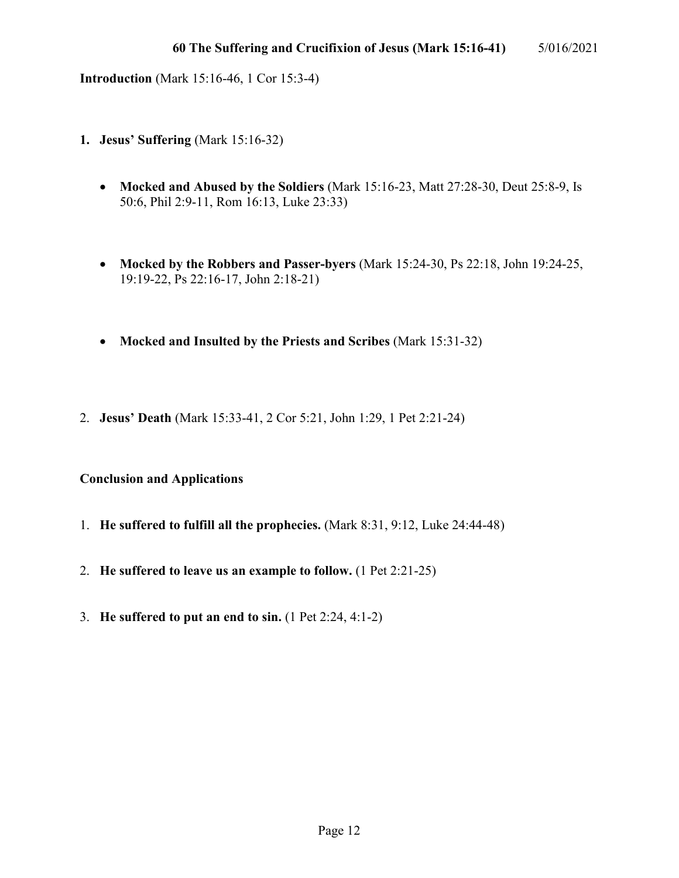# 60 The Suffering and Crucifixion of Jesus (Mark 15:16-41) 5/016/2021

**Introduction** (Mark 15:16-46, 1 Cor 15:3-4)

1. **Jesus' Suffering** (Mark 15:16-32)

   - **Mocked and Abused by the Soldiers** (Mark 15:16-23, Matt 27:28-30, Deut 25:8-9, Is 50:6, Phil 2:9-11, Rom 16:13, Luke 23:33)

   - **Mocked by the Robbers and Passer-byers** (Mark 15:24-30, Ps 22:18, John 19:24-25, 19:19-22, Ps 22:16-17, John 2:18-21)

   - **Mocked and Insulted by the Priests and Scribes** (Mark 15:31-32)

2. **Jesus' Death** (Mark 15:33-41, 2 Cor 5:21, John 1:29, 1 Pet 2:21-24)

**Conclusion and Applications**

1. **He suffered to fulfill all the prophecies.** (Mark 8:31, 9:12, Luke 24:44-48)
2. **He suffered to leave us an example to follow.** (1 Pet 2:21-25)
3. **He suffered to put an end to sin.** (1 Pet 2:24, 4:1-2)